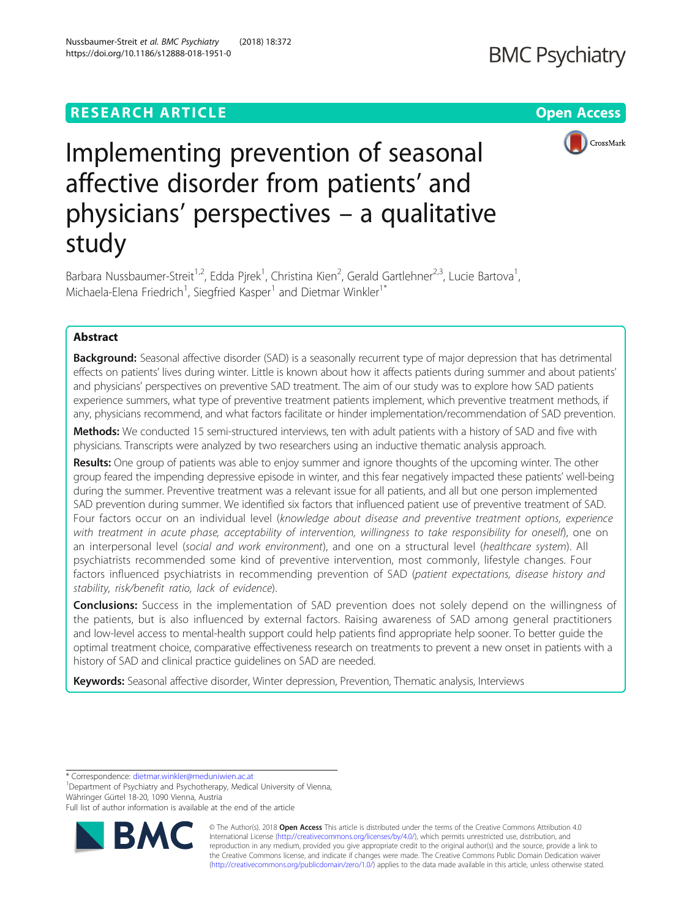RESEARCH ARTICLE

Open Access

# Implementing prevention of seasonal affective disorder from patients' and physicians' perspectives – a qualitative study

Barbara Nussbaumer-Streit[1,2], Edda Pjrek[1], Christina Kien[2], Gerald Gartlehner[2,3], Lucie Bartova[1], Michaela-Elena Friedrich[1], Siegfried Kasper[1] and Dietmar Winkler[1*]

## Abstract

**Background:** Seasonal affective disorder (SAD) is a seasonally recurrent type of major depression that has detrimental effects on patients' lives during winter. Little is known about how it affects patients during summer and about patients' and physicians' perspectives on preventive SAD treatment. The aim of our study was to explore how SAD patients experience summers, what type of preventive treatment patients implement, which preventive treatment methods, if any, physicians recommend, and what factors facilitate or hinder implementation/recommendation of SAD prevention.

**Methods:** We conducted 15 semi-structured interviews, ten with adult patients with a history of SAD and five with physicians. Transcripts were analyzed by two researchers using an inductive thematic analysis approach.

**Results:** One group of patients was able to enjoy summer and ignore thoughts of the upcoming winter. The other group feared the impending depressive episode in winter, and this fear negatively impacted these patients' well-being during the summer. Preventive treatment was a relevant issue for all patients, and all but one person implemented SAD prevention during summer. We identified six factors that influenced patient use of preventive treatment of SAD. Four factors occur on an individual level (*knowledge about disease and preventive treatment options, experience with treatment in acute phase, acceptability of intervention, willingness to take responsibility for oneself*), one on an interpersonal level (*social and work environment*), and one on a structural level (*healthcare system*). All psychiatrists recommended some kind of preventive intervention, most commonly, lifestyle changes. Four factors influenced psychiatrists in recommending prevention of SAD (*patient expectations, disease history and stability, risk/benefit ratio, lack of evidence*).

**Conclusions:** Success in the implementation of SAD prevention does not solely depend on the willingness of the patients, but is also influenced by external factors. Raising awareness of SAD among general practitioners and low-level access to mental-health support could help patients find appropriate help sooner. To better guide the optimal treatment choice, comparative effectiveness research on treatments to prevent a new onset in patients with a history of SAD and clinical practice guidelines on SAD are needed.

**Keywords:** Seasonal affective disorder, Winter depression, Prevention, Thematic analysis, Interviews

---

\* Correspondence: dietmar.winkler@meduniwien.ac.at
[1]Department of Psychiatry and Psychotherapy, Medical University of Vienna, Währinger Gürtel 18-20, 1090 Vienna, Austria
Full list of author information is available at the end of the article

© The Author(s). 2018 **Open Access** This article is distributed under the terms of the Creative Commons Attribution 4.0 International License (http://creativecommons.org/licenses/by/4.0/), which permits unrestricted use, distribution, and reproduction in any medium, provided you give appropriate credit to the original author(s) and the source, provide a link to the Creative Commons license, and indicate if changes were made. The Creative Commons Public Domain Dedication waiver (http://creativecommons.org/publicdomain/zero/1.0/) applies to the data made available in this article, unless otherwise stated.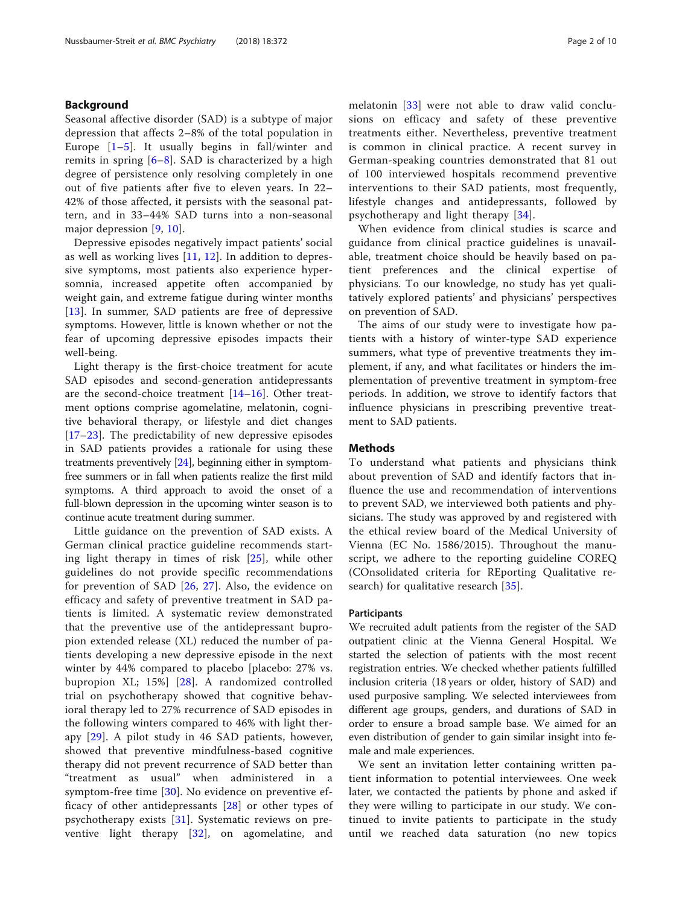## Background

Seasonal affective disorder (SAD) is a subtype of major depression that affects 2–8% of the total population in Europe [1–5]. It usually begins in fall/winter and remits in spring [6–8]. SAD is characterized by a high degree of persistence only resolving completely in one out of five patients after five to eleven years. In 22–42% of those affected, it persists with the seasonal pattern, and in 33–44% SAD turns into a non-seasonal major depression [9, 10].

Depressive episodes negatively impact patients' social as well as working lives [11, 12]. In addition to depressive symptoms, most patients also experience hypersomnia, increased appetite often accompanied by weight gain, and extreme fatigue during winter months [13]. In summer, SAD patients are free of depressive symptoms. However, little is known whether or not the fear of upcoming depressive episodes impacts their well-being.

Light therapy is the first-choice treatment for acute SAD episodes and second-generation antidepressants are the second-choice treatment [14–16]. Other treatment options comprise agomelatine, melatonin, cognitive behavioral therapy, or lifestyle and diet changes [17–23]. The predictability of new depressive episodes in SAD patients provides a rationale for using these treatments preventively [24], beginning either in symptom-free summers or in fall when patients realize the first mild symptoms. A third approach to avoid the onset of a full-blown depression in the upcoming winter season is to continue acute treatment during summer.

Little guidance on the prevention of SAD exists. A German clinical practice guideline recommends starting light therapy in times of risk [25], while other guidelines do not provide specific recommendations for prevention of SAD [26, 27]. Also, the evidence on efficacy and safety of preventive treatment in SAD patients is limited. A systematic review demonstrated that the preventive use of the antidepressant bupropion extended release (XL) reduced the number of patients developing a new depressive episode in the next winter by 44% compared to placebo [placebo: 27% vs. bupropion XL; 15%] [28]. A randomized controlled trial on psychotherapy showed that cognitive behavioral therapy led to 27% recurrence of SAD episodes in the following winters compared to 46% with light therapy [29]. A pilot study in 46 SAD patients, however, showed that preventive mindfulness-based cognitive therapy did not prevent recurrence of SAD better than "treatment as usual" when administered in a symptom-free time [30]. No evidence on preventive efficacy of other antidepressants [28] or other types of psychotherapy exists [31]. Systematic reviews on preventive light therapy [32], on agomelatine, and melatonin [33] were not able to draw valid conclusions on efficacy and safety of these preventive treatments either. Nevertheless, preventive treatment is common in clinical practice. A recent survey in German-speaking countries demonstrated that 81 out of 100 interviewed hospitals recommend preventive interventions to their SAD patients, most frequently, lifestyle changes and antidepressants, followed by psychotherapy and light therapy [34].

When evidence from clinical studies is scarce and guidance from clinical practice guidelines is unavailable, treatment choice should be heavily based on patient preferences and the clinical expertise of physicians. To our knowledge, no study has yet qualitatively explored patients' and physicians' perspectives on prevention of SAD.

The aims of our study were to investigate how patients with a history of winter-type SAD experience summers, what type of preventive treatments they implement, if any, and what facilitates or hinders the implementation of preventive treatment in symptom-free periods. In addition, we strove to identify factors that influence physicians in prescribing preventive treatment to SAD patients.

## Methods

To understand what patients and physicians think about prevention of SAD and identify factors that influence the use and recommendation of interventions to prevent SAD, we interviewed both patients and physicians. The study was approved by and registered with the ethical review board of the Medical University of Vienna (EC No. 1586/2015). Throughout the manuscript, we adhere to the reporting guideline COREQ (COnsolidated criteria for REporting Qualitative research) for qualitative research [35].

### Participants

We recruited adult patients from the register of the SAD outpatient clinic at the Vienna General Hospital. We started the selection of patients with the most recent registration entries. We checked whether patients fulfilled inclusion criteria (18 years or older, history of SAD) and used purposive sampling. We selected interviewees from different age groups, genders, and durations of SAD in order to ensure a broad sample base. We aimed for an even distribution of gender to gain similar insight into female and male experiences.

We sent an invitation letter containing written patient information to potential interviewees. One week later, we contacted the patients by phone and asked if they were willing to participate in our study. We continued to invite patients to participate in the study until we reached data saturation (no new topics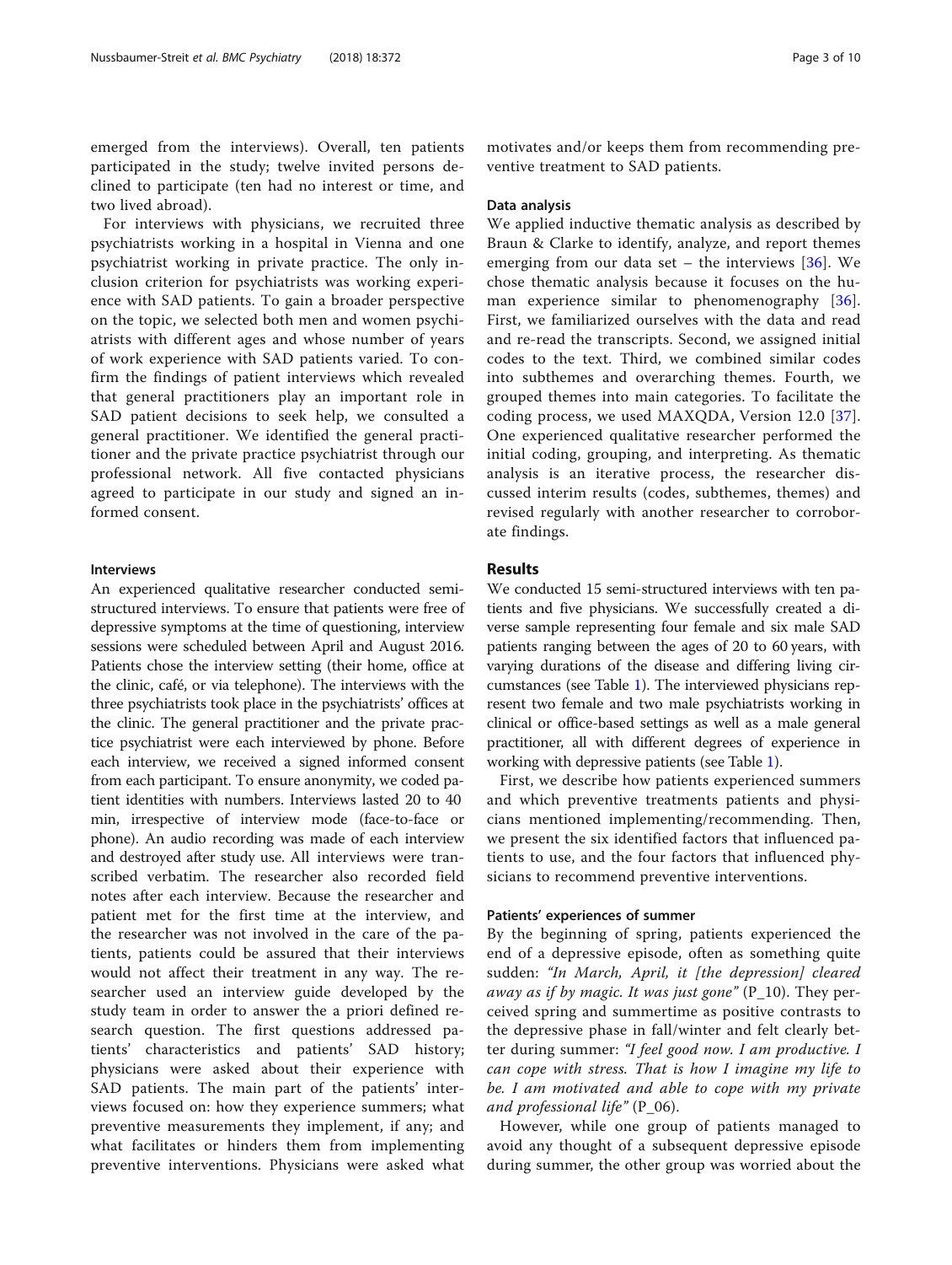emerged from the interviews). Overall, ten patients participated in the study; twelve invited persons declined to participate (ten had no interest or time, and two lived abroad).

For interviews with physicians, we recruited three psychiatrists working in a hospital in Vienna and one psychiatrist working in private practice. The only inclusion criterion for psychiatrists was working experience with SAD patients. To gain a broader perspective on the topic, we selected both men and women psychiatrists with different ages and whose number of years of work experience with SAD patients varied. To confirm the findings of patient interviews which revealed that general practitioners play an important role in SAD patient decisions to seek help, we consulted a general practitioner. We identified the general practitioner and the private practice psychiatrist through our professional network. All five contacted physicians agreed to participate in our study and signed an informed consent.

### Interviews

An experienced qualitative researcher conducted semi-structured interviews. To ensure that patients were free of depressive symptoms at the time of questioning, interview sessions were scheduled between April and August 2016. Patients chose the interview setting (their home, office at the clinic, café, or via telephone). The interviews with the three psychiatrists took place in the psychiatrists' offices at the clinic. The general practitioner and the private practice psychiatrist were each interviewed by phone. Before each interview, we received a signed informed consent from each participant. To ensure anonymity, we coded patient identities with numbers. Interviews lasted 20 to 40 min, irrespective of interview mode (face-to-face or phone). An audio recording was made of each interview and destroyed after study use. All interviews were transcribed verbatim. The researcher also recorded field notes after each interview. Because the researcher and patient met for the first time at the interview, and the researcher was not involved in the care of the patients, patients could be assured that their interviews would not affect their treatment in any way. The researcher used an interview guide developed by the study team in order to answer the a priori defined research question. The first questions addressed patients' characteristics and patients' SAD history; physicians were asked about their experience with SAD patients. The main part of the patients' interviews focused on: how they experience summers; what preventive measurements they implement, if any; and what facilitates or hinders them from implementing preventive interventions. Physicians were asked what motivates and/or keeps them from recommending preventive treatment to SAD patients.

### Data analysis

We applied inductive thematic analysis as described by Braun & Clarke to identify, analyze, and report themes emerging from our data set – the interviews [36]. We chose thematic analysis because it focuses on the human experience similar to phenomenography [36]. First, we familiarized ourselves with the data and read and re-read the transcripts. Second, we assigned initial codes to the text. Third, we combined similar codes into subthemes and overarching themes. Fourth, we grouped themes into main categories. To facilitate the coding process, we used MAXQDA, Version 12.0 [37]. One experienced qualitative researcher performed the initial coding, grouping, and interpreting. As thematic analysis is an iterative process, the researcher discussed interim results (codes, subthemes, themes) and revised regularly with another researcher to corroborate findings.

## Results

We conducted 15 semi-structured interviews with ten patients and five physicians. We successfully created a diverse sample representing four female and six male SAD patients ranging between the ages of 20 to 60 years, with varying durations of the disease and differing living circumstances (see Table 1). The interviewed physicians represent two female and two male psychiatrists working in clinical or office-based settings as well as a male general practitioner, all with different degrees of experience in working with depressive patients (see Table 1).

First, we describe how patients experienced summers and which preventive treatments patients and physicians mentioned implementing/recommending. Then, we present the six identified factors that influenced patients to use, and the four factors that influenced physicians to recommend preventive interventions.

### Patients' experiences of summer

By the beginning of spring, patients experienced the end of a depressive episode, often as something quite sudden: *"In March, April, it [the depression] cleared away as if by magic. It was just gone"* (P_10). They perceived spring and summertime as positive contrasts to the depressive phase in fall/winter and felt clearly better during summer: *"I feel good now. I am productive. I can cope with stress. That is how I imagine my life to be. I am motivated and able to cope with my private and professional life"* (P_06).

However, while one group of patients managed to avoid any thought of a subsequent depressive episode during summer, the other group was worried about the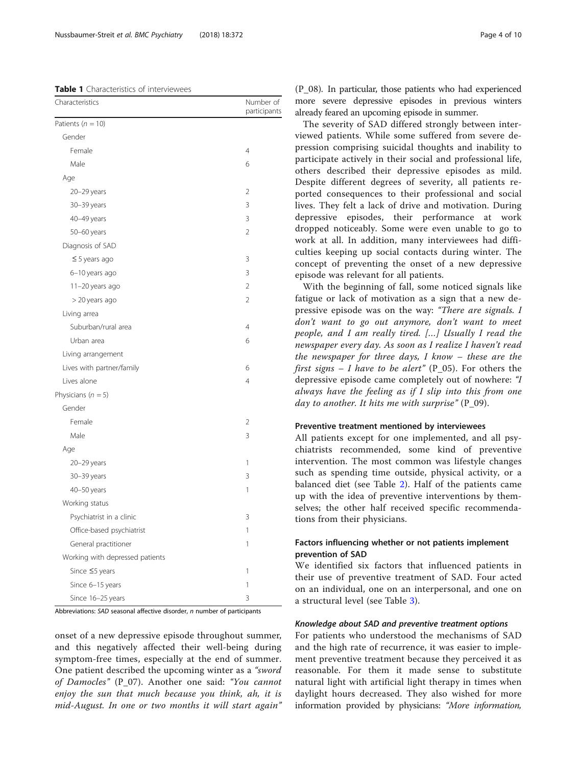**Table 1** Characteristics of interviewees

| Characteristics | Number of participants |
|---|---|
| Patients ($n$ = 10) | |
| Gender | |
| Female | 4 |
| Male | 6 |
| Age | |
| 20–29 years | 2 |
| 30–39 years | 3 |
| 40–49 years | 3 |
| 50–60 years | 2 |
| Diagnosis of SAD | |
| ≤ 5 years ago | 3 |
| 6–10 years ago | 3 |
| 11–20 years ago | 2 |
| > 20 years ago | 2 |
| Living arrea | |
| Suburban/rural area | 4 |
| Urban area | 6 |
| Living arrangement | |
| Lives with partner/family | 6 |
| Lives alone | 4 |
| Physicians ($n$ = 5) | |
| Gender | |
| Female | 2 |
| Male | 3 |
| Age | |
| 20–29 years | 1 |
| 30–39 years | 3 |
| 40–50 years | 1 |
| Working status | |
| Psychiatrist in a clinic | 3 |
| Office-based psychiatrist | 1 |
| General practitioner | 1 |
| Working with depressed patients | |
| Since ≤5 years | 1 |
| Since 6–15 years | 1 |
| Since 16–25 years | 3 |

Abbreviations: *SAD* seasonal affective disorder, *n* number of participants

onset of a new depressive episode throughout summer, and this negatively affected their well-being during symptom-free times, especially at the end of summer. One patient described the upcoming winter as a *"sword of Damocles"* (P_07). Another one said: *"You cannot enjoy the sun that much because you think, ah, it is mid-August. In one or two months it will start again"* (P_08). In particular, those patients who had experienced more severe depressive episodes in previous winters already feared an upcoming episode in summer.

The severity of SAD differed strongly between interviewed patients. While some suffered from severe depression comprising suicidal thoughts and inability to participate actively in their social and professional life, others described their depressive episodes as mild. Despite different degrees of severity, all patients reported consequences to their professional and social lives. They felt a lack of drive and motivation. During depressive episodes, their performance at work dropped noticeably. Some were even unable to go to work at all. In addition, many interviewees had difficulties keeping up social contacts during winter. The concept of preventing the onset of a new depressive episode was relevant for all patients.

With the beginning of fall, some noticed signals like fatigue or lack of motivation as a sign that a new depressive episode was on the way: *"There are signals. I don't want to go out anymore, don't want to meet people, and I am really tired. [...] Usually I read the newspaper every day. As soon as I realize I haven't read the newspaper for three days, I know – these are the first signs – I have to be alert"* (P_05). For others the depressive episode came completely out of nowhere: *"I always have the feeling as if I slip into this from one day to another. It hits me with surprise"* (P_09).

### Preventive treatment mentioned by interviewees

All patients except for one implemented, and all psychiatrists recommended, some kind of preventive intervention. The most common was lifestyle changes such as spending time outside, physical activity, or a balanced diet (see Table 2). Half of the patients came up with the idea of preventive interventions by themselves; the other half received specific recommendations from their physicians.

### Factors influencing whether or not patients implement prevention of SAD

We identified six factors that influenced patients in their use of preventive treatment of SAD. Four acted on an individual, one on an interpersonal, and one on a structural level (see Table 3).

#### *Knowledge about SAD and preventive treatment options*

For patients who understood the mechanisms of SAD and the high rate of recurrence, it was easier to implement preventive treatment because they perceived it as reasonable. For them it made sense to substitute natural light with artificial light therapy in times when daylight hours decreased. They also wished for more information provided by physicians: *"More information,*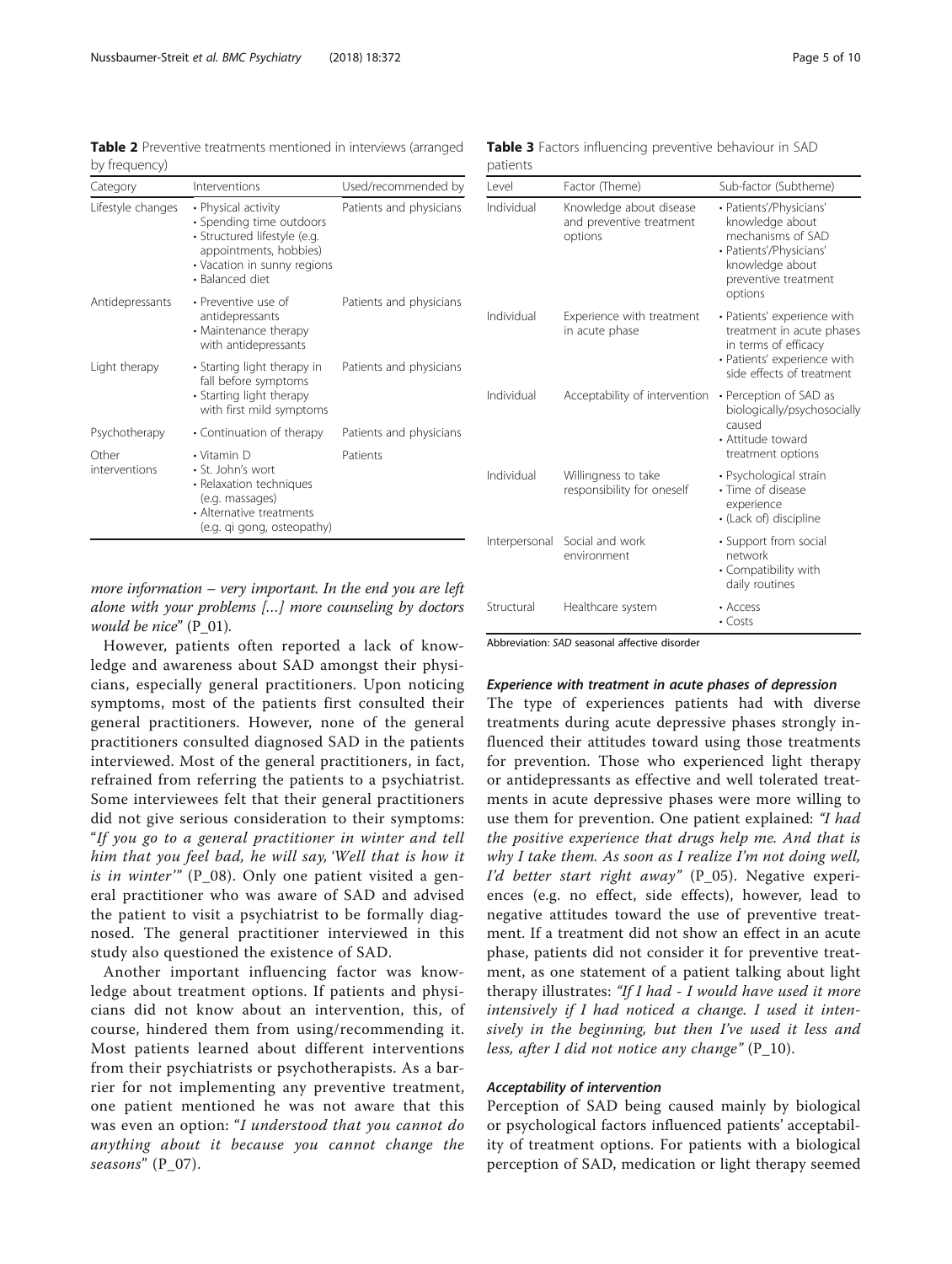**Table 2** Preventive treatments mentioned in interviews (arranged by frequency)

| Category | Interventions | Used/recommended by |
| --- | --- | --- |
| Lifestyle changes | • Physical activity<br>• Spending time outdoors<br>• Structured lifestyle (e.g. appointments, hobbies)<br>• Vacation in sunny regions<br>• Balanced diet | Patients and physicians |
| Antidepressants | • Preventive use of antidepressants<br>• Maintenance therapy with antidepressants | Patients and physicians |
| Light therapy | • Starting light therapy in fall before symptoms<br>• Starting light therapy with first mild symptoms | Patients and physicians |
| Psychotherapy | • Continuation of therapy | Patients and physicians |
| Other interventions | • Vitamin D<br>• St. John's wort<br>• Relaxation techniques (e.g. massages)<br>• Alternative treatments (e.g. qi gong, osteopathy) | Patients |

*more information – very important. In the end you are left alone with your problems [...] more counseling by doctors would be nice*" (P_01).

However, patients often reported a lack of knowledge and awareness about SAD amongst their physicians, especially general practitioners. Upon noticing symptoms, most of the patients first consulted their general practitioners. However, none of the general practitioners consulted diagnosed SAD in the patients interviewed. Most of the general practitioners, in fact, refrained from referring the patients to a psychiatrist. Some interviewees felt that their general practitioners did not give serious consideration to their symptoms: "*If you go to a general practitioner in winter and tell him that you feel bad, he will say, 'Well that is how it is in winter'*" (P_08). Only one patient visited a general practitioner who was aware of SAD and advised the patient to visit a psychiatrist to be formally diagnosed. The general practitioner interviewed in this study also questioned the existence of SAD.

Another important influencing factor was knowledge about treatment options. If patients and physicians did not know about an intervention, this, of course, hindered them from using/recommending it. Most patients learned about different interventions from their psychiatrists or psychotherapists. As a barrier for not implementing any preventive treatment, one patient mentioned he was not aware that this was even an option: "*I understood that you cannot do anything about it because you cannot change the seasons*" (P_07).

**Table 3** Factors influencing preventive behaviour in SAD patients

| Level | Factor (Theme) | Sub-factor (Subtheme) |
| --- | --- | --- |
| Individual | Knowledge about disease and preventive treatment options | • Patients'/Physicians' knowledge about mechanisms of SAD<br>• Patients'/Physicians' knowledge about preventive treatment options |
| Individual | Experience with treatment in acute phase | • Patients' experience with treatment in acute phases in terms of efficacy<br>• Patients' experience with side effects of treatment |
| Individual | Acceptability of intervention | • Perception of SAD as biologically/psychosocially caused<br>• Attitude toward treatment options |
| Individual | Willingness to take responsibility for oneself | • Psychological strain<br>• Time of disease experience<br>• (Lack of) discipline |
| Interpersonal | Social and work environment | • Support from social network<br>• Compatibility with daily routines |
| Structural | Healthcare system | • Access<br>• Costs |

Abbreviation: *SAD* seasonal affective disorder

#### Experience with treatment in acute phases of depression

The type of experiences patients had with diverse treatments during acute depressive phases strongly influenced their attitudes toward using those treatments for prevention. Those who experienced light therapy or antidepressants as effective and well tolerated treatments in acute depressive phases were more willing to use them for prevention. One patient explained: *"I had the positive experience that drugs help me. And that is why I take them. As soon as I realize I'm not doing well, I'd better start right away"* (P_05). Negative experiences (e.g. no effect, side effects), however, lead to negative attitudes toward the use of preventive treatment. If a treatment did not show an effect in an acute phase, patients did not consider it for preventive treatment, as one statement of a patient talking about light therapy illustrates: *"If I had - I would have used it more intensively if I had noticed a change. I used it intensively in the beginning, but then I've used it less and less, after I did not notice any change"* (P_10).

#### Acceptability of intervention

Perception of SAD being caused mainly by biological or psychological factors influenced patients' acceptability of treatment options. For patients with a biological perception of SAD, medication or light therapy seemed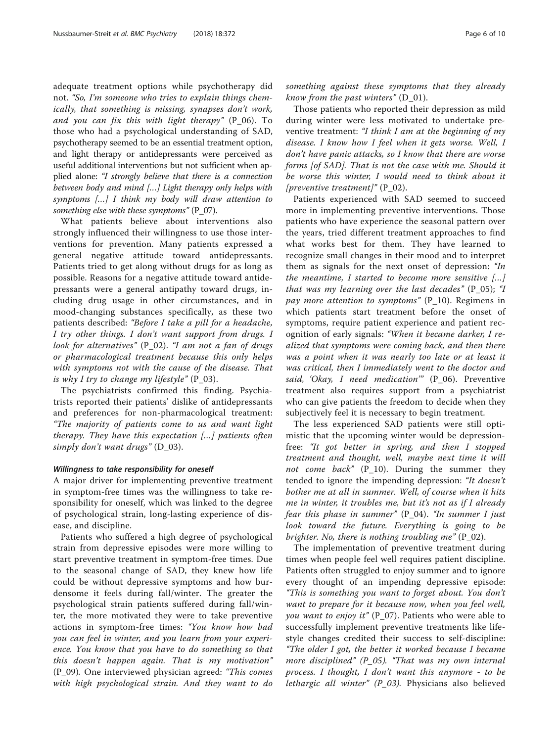adequate treatment options while psychotherapy did not. *"So, I'm someone who tries to explain things chemically, that something is missing, synapses don't work, and you can fix this with light therapy"* (P_06). To those who had a psychological understanding of SAD, psychotherapy seemed to be an essential treatment option, and light therapy or antidepressants were perceived as useful additional interventions but not sufficient when applied alone: *"I strongly believe that there is a connection between body and mind [...] Light therapy only helps with symptoms [...] I think my body will draw attention to something else with these symptoms"* (P_07).

What patients believe about interventions also strongly influenced their willingness to use those interventions for prevention. Many patients expressed a general negative attitude toward antidepressants. Patients tried to get along without drugs for as long as possible. Reasons for a negative attitude toward antidepressants were a general antipathy toward drugs, including drug usage in other circumstances, and in mood-changing substances specifically, as these two patients described: *"Before I take a pill for a headache, I try other things. I don't want support from drugs. I look for alternatives"* (P_02). *"I am not a fan of drugs or pharmacological treatment because this only helps with symptoms not with the cause of the disease. That is why I try to change my lifestyle"* (P_03).

The psychiatrists confirmed this finding. Psychiatrists reported their patients' dislike of antidepressants and preferences for non-pharmacological treatment: *"The majority of patients come to us and want light therapy. They have this expectation [...] patients often simply don't want drugs"* (D_03).

#### *Willingness to take responsibility for oneself*

A major driver for implementing preventive treatment in symptom-free times was the willingness to take responsibility for oneself, which was linked to the degree of psychological strain, long-lasting experience of disease, and discipline.

Patients who suffered a high degree of psychological strain from depressive episodes were more willing to start preventive treatment in symptom-free times. Due to the seasonal change of SAD, they knew how life could be without depressive symptoms and how burdensome it feels during fall/winter. The greater the psychological strain patients suffered during fall/winter, the more motivated they were to take preventive actions in symptom-free times: *"You know how bad you can feel in winter, and you learn from your experience. You know that you have to do something so that this doesn't happen again. That is my motivation"* (P_09). One interviewed physician agreed: *"This comes with high psychological strain. And they want to do something against these symptoms that they already know from the past winters"* (D_01).

Those patients who reported their depression as mild during winter were less motivated to undertake preventive treatment: *"I think I am at the beginning of my disease. I know how I feel when it gets worse. Well, I don't have panic attacks, so I know that there are worse forms [of SAD]. That is not the case with me. Should it be worse this winter, I would need to think about it [preventive treatment]"* (P_02).

Patients experienced with SAD seemed to succeed more in implementing preventive interventions. Those patients who have experience the seasonal pattern over the years, tried different treatment approaches to find what works best for them. They have learned to recognize small changes in their mood and to interpret them as signals for the next onset of depression: *"In the meantime, I started to become more sensitive [...] that was my learning over the last decades"* (P_05); *"I pay more attention to symptoms"* (P_10). Regimens in which patients start treatment before the onset of symptoms, require patient experience and patient recognition of early signals: *"When it became darker, I realized that symptoms were coming back, and then there was a point when it was nearly too late or at least it was critical, then I immediately went to the doctor and said, 'Okay, I need medication'"* (P_06). Preventive treatment also requires support from a psychiatrist who can give patients the freedom to decide when they subjectively feel it is necessary to begin treatment.

The less experienced SAD patients were still optimistic that the upcoming winter would be depression-free: *"It got better in spring, and then I stopped treatment and thought, well, maybe next time it will not come back"* (P_10). During the summer they tended to ignore the impending depression: *"It doesn't bother me at all in summer. Well, of course when it hits me in winter, it troubles me, but it's not as if I already fear this phase in summer"* (P_04). *"In summer I just look toward the future. Everything is going to be brighter. No, there is nothing troubling me"* (P_02).

The implementation of preventive treatment during times when people feel well requires patient discipline. Patients often struggled to enjoy summer and to ignore every thought of an impending depressive episode: *"This is something you want to forget about. You don't want to prepare for it because now, when you feel well, you want to enjoy it"* (P_07). Patients who were able to successfully implement preventive treatments like lifestyle changes credited their success to self-discipline: *"The older I got, the better it worked because I became more disciplined" (P_05). "That was my own internal process. I thought, I don't want this anymore - to be lethargic all winter" (P_03).* Physicians also believed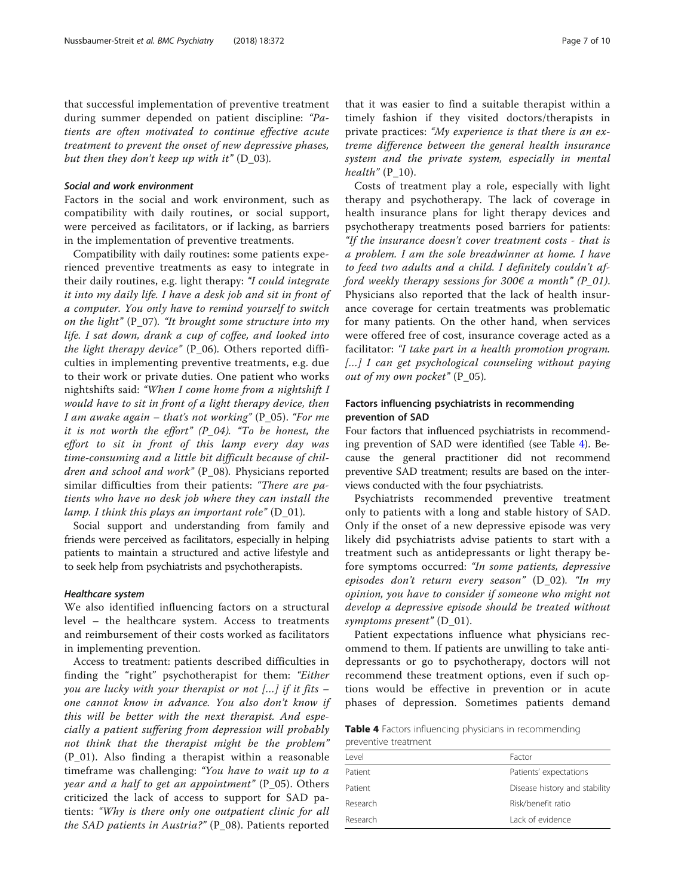that successful implementation of preventive treatment during summer depended on patient discipline: *"Patients are often motivated to continue effective acute treatment to prevent the onset of new depressive phases, but then they don't keep up with it"* (D_03).

#### *Social and work environment*

Factors in the social and work environment, such as compatibility with daily routines, or social support, were perceived as facilitators, or if lacking, as barriers in the implementation of preventive treatments.

Compatibility with daily routines: some patients experienced preventive treatments as easy to integrate in their daily routines, e.g. light therapy: *"I could integrate it into my daily life. I have a desk job and sit in front of a computer. You only have to remind yourself to switch on the light"* (P_07). *"It brought some structure into my life. I sat down, drank a cup of coffee, and looked into the light therapy device"* (P_06). Others reported difficulties in implementing preventive treatments, e.g. due to their work or private duties. One patient who works nightshifts said: *"When I come home from a nightshift I would have to sit in front of a light therapy device, then I am awake again – that's not working"* (P_05). *"For me it is not worth the effort"* (P_04). *"To be honest, the effort to sit in front of this lamp every day was time-consuming and a little bit difficult because of children and school and work"* (P_08). Physicians reported similar difficulties from their patients: *"There are patients who have no desk job where they can install the lamp. I think this plays an important role"* (D_01).

Social support and understanding from family and friends were perceived as facilitators, especially in helping patients to maintain a structured and active lifestyle and to seek help from psychiatrists and psychotherapists.

#### *Healthcare system*

We also identified influencing factors on a structural level – the healthcare system. Access to treatments and reimbursement of their costs worked as facilitators in implementing prevention.

Access to treatment: patients described difficulties in finding the "right" psychotherapist for them: *"Either you are lucky with your therapist or not […] if it fits – one cannot know in advance. You also don't know if this will be better with the next therapist. And especially a patient suffering from depression will probably not think that the therapist might be the problem"* (P_01). Also finding a therapist within a reasonable timeframe was challenging: *"You have to wait up to a year and a half to get an appointment"* (P_05). Others criticized the lack of access to support for SAD patients: *"Why is there only one outpatient clinic for all the SAD patients in Austria?"* (P_08). Patients reported that it was easier to find a suitable therapist within a timely fashion if they visited doctors/therapists in private practices: *"My experience is that there is an extreme difference between the general health insurance system and the private system, especially in mental health"* (P_10).

Costs of treatment play a role, especially with light therapy and psychotherapy. The lack of coverage in health insurance plans for light therapy devices and psychotherapy treatments posed barriers for patients: *"If the insurance doesn't cover treatment costs - that is a problem. I am the sole breadwinner at home. I have to feed two adults and a child. I definitely couldn't afford weekly therapy sessions for 300€ a month"* (P_01). Physicians also reported that the lack of health insurance coverage for certain treatments was problematic for many patients. On the other hand, when services were offered free of cost, insurance coverage acted as a facilitator: *"I take part in a health promotion program. […] I can get psychological counseling without paying out of my own pocket"* (P_05).

### Factors influencing psychiatrists in recommending prevention of SAD

Four factors that influenced psychiatrists in recommending prevention of SAD were identified (see Table 4). Because the general practitioner did not recommend preventive SAD treatment; results are based on the interviews conducted with the four psychiatrists.

Psychiatrists recommended preventive treatment only to patients with a long and stable history of SAD. Only if the onset of a new depressive episode was very likely did psychiatrists advise patients to start with a treatment such as antidepressants or light therapy before symptoms occurred: *"In some patients, depressive episodes don't return every season"* (D_02). *"In my opinion, you have to consider if someone who might not develop a depressive episode should be treated without symptoms present"* (D_01).

Patient expectations influence what physicians recommend to them. If patients are unwilling to take antidepressants or go to psychotherapy, doctors will not recommend these treatment options, even if such options would be effective in prevention or in acute phases of depression. Sometimes patients demand

**Table 4** Factors influencing physicians in recommending preventive treatment

| Level | Factor |
|---|---|
| Patient | Patients' expectations |
| Patient | Disease history and stability |
| Research | Risk/benefit ratio |
| Research | Lack of evidence |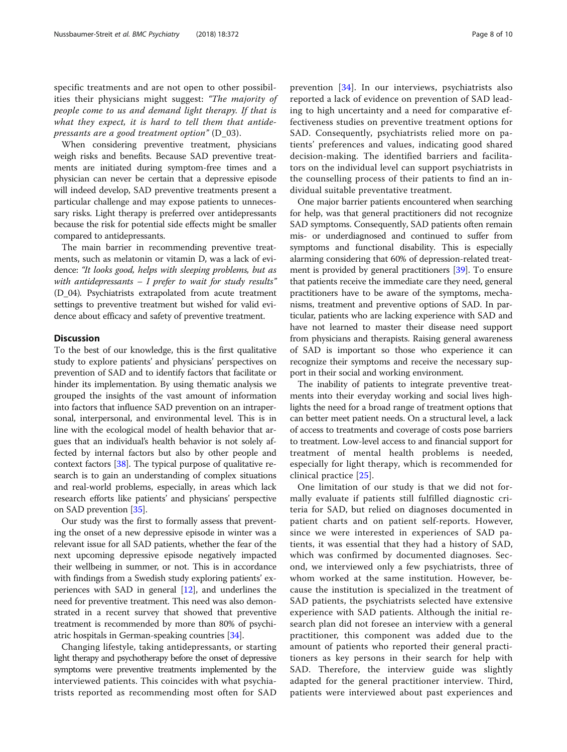specific treatments and are not open to other possibilities their physicians might suggest: *"The majority of people come to us and demand light therapy. If that is what they expect, it is hard to tell them that antidepressants are a good treatment option"* (D_03).

When considering preventive treatment, physicians weigh risks and benefits. Because SAD preventive treatments are initiated during symptom-free times and a physician can never be certain that a depressive episode will indeed develop, SAD preventive treatments present a particular challenge and may expose patients to unnecessary risks. Light therapy is preferred over antidepressants because the risk for potential side effects might be smaller compared to antidepressants.

The main barrier in recommending preventive treatments, such as melatonin or vitamin D, was a lack of evidence: *"It looks good, helps with sleeping problems, but as with antidepressants – I prefer to wait for study results"* (D_04). Psychiatrists extrapolated from acute treatment settings to preventive treatment but wished for valid evidence about efficacy and safety of preventive treatment.

## Discussion

To the best of our knowledge, this is the first qualitative study to explore patients' and physicians' perspectives on prevention of SAD and to identify factors that facilitate or hinder its implementation. By using thematic analysis we grouped the insights of the vast amount of information into factors that influence SAD prevention on an intrapersonal, interpersonal, and environmental level. This is in line with the ecological model of health behavior that argues that an individual's health behavior is not solely affected by internal factors but also by other people and context factors [38]. The typical purpose of qualitative research is to gain an understanding of complex situations and real-world problems, especially, in areas which lack research efforts like patients' and physicians' perspective on SAD prevention [35].

Our study was the first to formally assess that preventing the onset of a new depressive episode in winter was a relevant issue for all SAD patients, whether the fear of the next upcoming depressive episode negatively impacted their wellbeing in summer, or not. This is in accordance with findings from a Swedish study exploring patients' experiences with SAD in general [12], and underlines the need for preventive treatment. This need was also demonstrated in a recent survey that showed that preventive treatment is recommended by more than 80% of psychiatric hospitals in German-speaking countries [34].

Changing lifestyle, taking antidepressants, or starting light therapy and psychotherapy before the onset of depressive symptoms were preventive treatments implemented by the interviewed patients. This coincides with what psychiatrists reported as recommending most often for SAD prevention [34]. In our interviews, psychiatrists also reported a lack of evidence on prevention of SAD leading to high uncertainty and a need for comparative effectiveness studies on preventive treatment options for SAD. Consequently, psychiatrists relied more on patients' preferences and values, indicating good shared decision-making. The identified barriers and facilitators on the individual level can support psychiatrists in the counselling process of their patients to find an individual suitable preventative treatment.

One major barrier patients encountered when searching for help, was that general practitioners did not recognize SAD symptoms. Consequently, SAD patients often remain mis- or underdiagnosed and continued to suffer from symptoms and functional disability. This is especially alarming considering that 60% of depression-related treatment is provided by general practitioners [39]. To ensure that patients receive the immediate care they need, general practitioners have to be aware of the symptoms, mechanisms, treatment and preventive options of SAD. In particular, patients who are lacking experience with SAD and have not learned to master their disease need support from physicians and therapists. Raising general awareness of SAD is important so those who experience it can recognize their symptoms and receive the necessary support in their social and working environment.

The inability of patients to integrate preventive treatments into their everyday working and social lives highlights the need for a broad range of treatment options that can better meet patient needs. On a structural level, a lack of access to treatments and coverage of costs pose barriers to treatment. Low-level access to and financial support for treatment of mental health problems is needed, especially for light therapy, which is recommended for clinical practice [25].

One limitation of our study is that we did not formally evaluate if patients still fulfilled diagnostic criteria for SAD, but relied on diagnoses documented in patient charts and on patient self-reports. However, since we were interested in experiences of SAD patients, it was essential that they had a history of SAD, which was confirmed by documented diagnoses. Second, we interviewed only a few psychiatrists, three of whom worked at the same institution. However, because the institution is specialized in the treatment of SAD patients, the psychiatrists selected have extensive experience with SAD patients. Although the initial research plan did not foresee an interview with a general practitioner, this component was added due to the amount of patients who reported their general practitioners as key persons in their search for help with SAD. Therefore, the interview guide was slightly adapted for the general practitioner interview. Third, patients were interviewed about past experiences and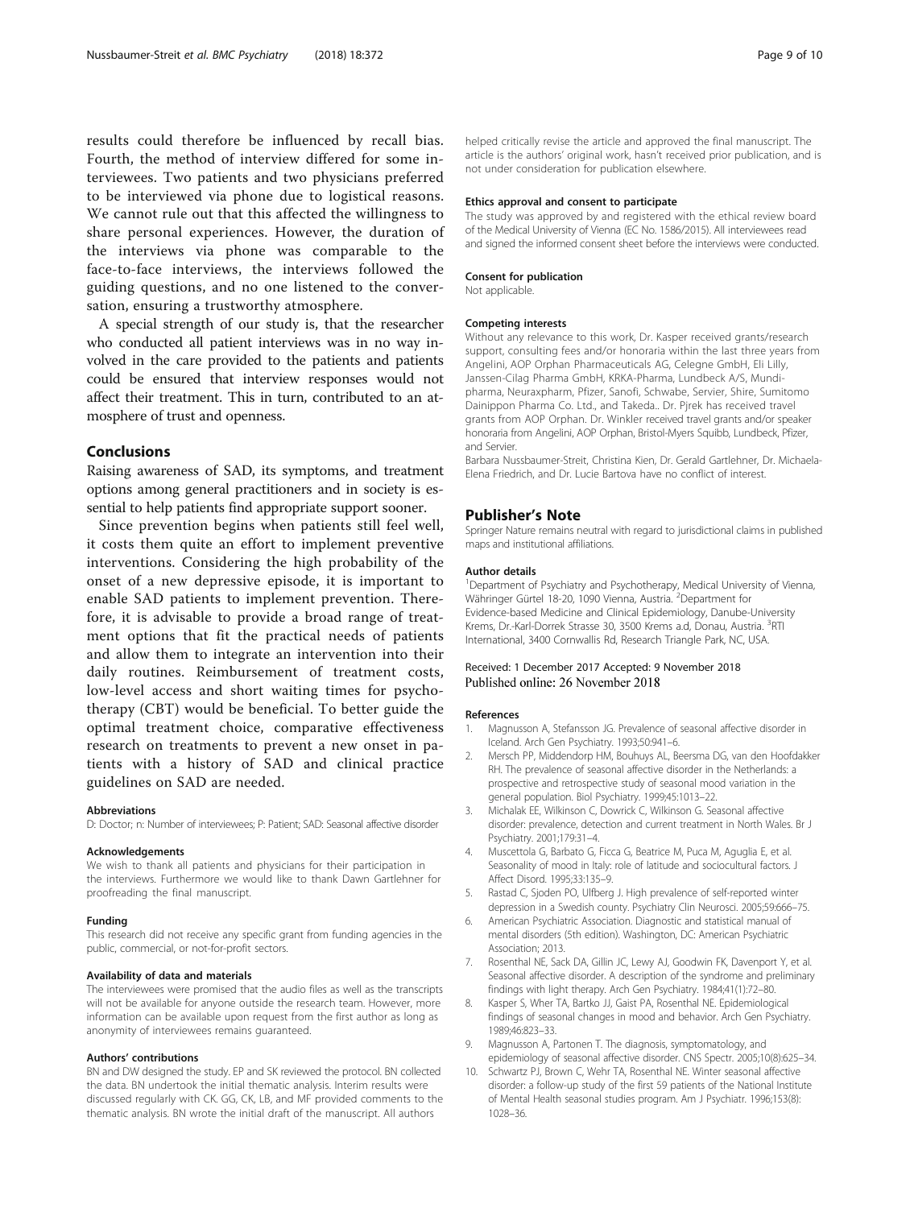results could therefore be influenced by recall bias. Fourth, the method of interview differed for some interviewees. Two patients and two physicians preferred to be interviewed via phone due to logistical reasons. We cannot rule out that this affected the willingness to share personal experiences. However, the duration of the interviews via phone was comparable to the face-to-face interviews, the interviews followed the guiding questions, and no one listened to the conversation, ensuring a trustworthy atmosphere.

A special strength of our study is, that the researcher who conducted all patient interviews was in no way involved in the care provided to the patients and patients could be ensured that interview responses would not affect their treatment. This in turn, contributed to an atmosphere of trust and openness.

## Conclusions

Raising awareness of SAD, its symptoms, and treatment options among general practitioners and in society is essential to help patients find appropriate support sooner.

Since prevention begins when patients still feel well, it costs them quite an effort to implement preventive interventions. Considering the high probability of the onset of a new depressive episode, it is important to enable SAD patients to implement prevention. Therefore, it is advisable to provide a broad range of treatment options that fit the practical needs of patients and allow them to integrate an intervention into their daily routines. Reimbursement of treatment costs, low-level access and short waiting times for psychotherapy (CBT) would be beneficial. To better guide the optimal treatment choice, comparative effectiveness research on treatments to prevent a new onset in patients with a history of SAD and clinical practice guidelines on SAD are needed.

#### Abbreviations

D: Doctor; n: Number of interviewees; P: Patient; SAD: Seasonal affective disorder

#### Acknowledgements

We wish to thank all patients and physicians for their participation in the interviews. Furthermore we would like to thank Dawn Gartlehner for proofreading the final manuscript.

#### Funding

This research did not receive any specific grant from funding agencies in the public, commercial, or not-for-profit sectors.

#### Availability of data and materials

The interviewees were promised that the audio files as well as the transcripts will not be available for anyone outside the research team. However, more information can be available upon request from the first author as long as anonymity of interviewees remains guaranteed.

#### Authors' contributions

BN and DW designed the study. EP and SK reviewed the protocol. BN collected the data. BN undertook the initial thematic analysis. Interim results were discussed regularly with CK. GG, CK, LB, and MF provided comments to the thematic analysis. BN wrote the initial draft of the manuscript. All authors helped critically revise the article and approved the final manuscript. The article is the authors' original work, hasn't received prior publication, and is not under consideration for publication elsewhere.

#### Ethics approval and consent to participate

The study was approved by and registered with the ethical review board of the Medical University of Vienna (EC No. 1586/2015). All interviewees read and signed the informed consent sheet before the interviews were conducted.

#### Consent for publication

Not applicable.

#### Competing interests

Without any relevance to this work, Dr. Kasper received grants/research support, consulting fees and/or honoraria within the last three years from Angelini, AOP Orphan Pharmaceuticals AG, Celegne GmbH, Eli Lilly, Janssen-Cilag Pharma GmbH, KRKA-Pharma, Lundbeck A/S, Mundipharma, Neuraxpharm, Pfizer, Sanofi, Schwabe, Servier, Shire, Sumitomo Dainippon Pharma Co. Ltd., and Takeda.. Dr. Pjrek has received travel grants from AOP Orphan. Dr. Winkler received travel grants and/or speaker honoraria from Angelini, AOP Orphan, Bristol-Myers Squibb, Lundbeck, Pfizer, and Servier.

Barbara Nussbaumer-Streit, Christina Kien, Dr. Gerald Gartlehner, Dr. Michaela-Elena Friedrich, and Dr. Lucie Bartova have no conflict of interest.

## Publisher's Note

Springer Nature remains neutral with regard to jurisdictional claims in published maps and institutional affiliations.

#### Author details

[1]Department of Psychiatry and Psychotherapy, Medical University of Vienna, Währinger Gürtel 18-20, 1090 Vienna, Austria. [2]Department for Evidence-based Medicine and Clinical Epidemiology, Danube-University Krems, Dr.-Karl-Dorrek Strasse 30, 3500 Krems a.d, Donau, Austria. [3]RTI International, 3400 Cornwallis Rd, Research Triangle Park, NC, USA.

Received: 1 December 2017 Accepted: 9 November 2018
Published online: 26 November 2018

#### References

1. Magnusson A, Stefansson JG. Prevalence of seasonal affective disorder in Iceland. Arch Gen Psychiatry. 1993;50:941–6.
2. Mersch PP, Middendorp HM, Bouhuys AL, Beersma DG, van den Hoofdakker RH. The prevalence of seasonal affective disorder in the Netherlands: a prospective and retrospective study of seasonal mood variation in the general population. Biol Psychiatry. 1999;45:1013–22.
3. Michalak EE, Wilkinson C, Dowrick C, Wilkinson G. Seasonal affective disorder: prevalence, detection and current treatment in North Wales. Br J Psychiatry. 2001;179:31–4.
4. Muscettola G, Barbato G, Ficca G, Beatrice M, Puca M, Aguglia E, et al. Seasonality of mood in Italy: role of latitude and sociocultural factors. J Affect Disord. 1995;33:135–9.
5. Rastad C, Sjoden PO, Ulfberg J. High prevalence of self-reported winter depression in a Swedish county. Psychiatry Clin Neurosci. 2005;59:666–75.
6. American Psychiatric Association. Diagnostic and statistical manual of mental disorders (5th edition). Washington, DC: American Psychiatric Association; 2013.
7. Rosenthal NE, Sack DA, Gillin JC, Lewy AJ, Goodwin FK, Davenport Y, et al. Seasonal affective disorder. A description of the syndrome and preliminary findings with light therapy. Arch Gen Psychiatry. 1984;41(1):72–80.
8. Kasper S, Wher TA, Bartko JJ, Gaist PA, Rosenthal NE. Epidemiological findings of seasonal changes in mood and behavior. Arch Gen Psychiatry. 1989;46:823–33.
9. Magnusson A, Partonen T. The diagnosis, symptomatology, and epidemiology of seasonal affective disorder. CNS Spectr. 2005;10(8):625–34.
10. Schwartz PJ, Brown C, Wehr TA, Rosenthal NE. Winter seasonal affective disorder: a follow-up study of the first 59 patients of the National Institute of Mental Health seasonal studies program. Am J Psychiatr. 1996;153(8): 1028–36.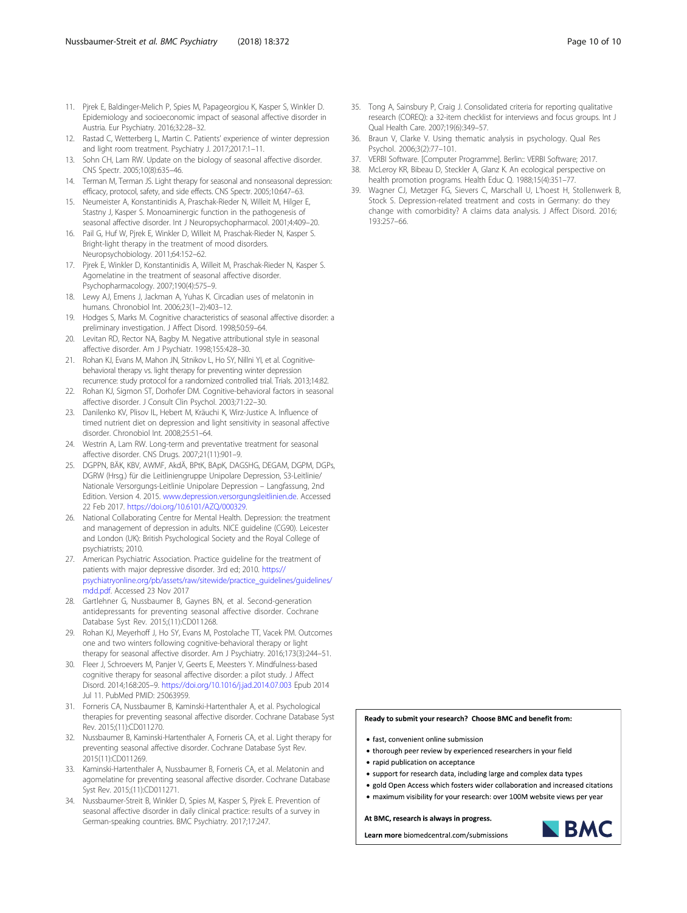11. Pjrek E, Baldinger-Melich P, Spies M, Papageorgiou K, Kasper S, Winkler D. Epidemiology and socioeconomic impact of seasonal affective disorder in Austria. Eur Psychiatry. 2016;32:28–32.
12. Rastad C, Wetterberg L, Martin C. Patients' experience of winter depression and light room treatment. Psychiatry J. 2017;2017:1–11.
13. Sohn CH, Lam RW. Update on the biology of seasonal affective disorder. CNS Spectr. 2005;10(8):635–46.
14. Terman M, Terman JS. Light therapy for seasonal and nonseasonal depression: efficacy, protocol, safety, and side effects. CNS Spectr. 2005;10:647–63.
15. Neumeister A, Konstantinidis A, Praschak-Rieder N, Willeit M, Hilger E, Stastny J, Kasper S. Monoaminergic function in the pathogenesis of seasonal affective disorder. Int J Neuropsychopharmacol. 2001;4:409–20.
16. Pail G, Huf W, Pjrek E, Winkler D, Willeit M, Praschak-Rieder N, Kasper S. Bright-light therapy in the treatment of mood disorders. Neuropsychobiology. 2011;64:152–62.
17. Pjrek E, Winkler D, Konstantinidis A, Willeit M, Praschak-Rieder N, Kasper S. Agomelatine in the treatment of seasonal affective disorder. Psychopharmacology. 2007;190(4):575–9.
18. Lewy AJ, Emens J, Jackman A, Yuhas K. Circadian uses of melatonin in humans. Chronobiol Int. 2006;23(1–2):403–12.
19. Hodges S, Marks M. Cognitive characteristics of seasonal affective disorder: a preliminary investigation. J Affect Disord. 1998;50:59–64.
20. Levitan RD, Rector NA, Bagby M. Negative attributional style in seasonal affective disorder. Am J Psychiatr. 1998;155:428–30.
21. Rohan KJ, Evans M, Mahon JN, Sitnikov L, Ho SY, Nillni YI, et al. Cognitive-behavioral therapy vs. light therapy for preventing winter depression recurrence: study protocol for a randomized controlled trial. Trials. 2013;14:82.
22. Rohan KJ, Sigmon ST, Dorhofer DM. Cognitive-behavioral factors in seasonal affective disorder. J Consult Clin Psychol. 2003;71:22–30.
23. Danilenko KV, Plisov IL, Hebert M, Kräuchi K, Wirz-Justice A. Influence of timed nutrient diet on depression and light sensitivity in seasonal affective disorder. Chronobiol Int. 2008;25:51–64.
24. Westrin A, Lam RW. Long-term and preventative treatment for seasonal affective disorder. CNS Drugs. 2007;21(11):901–9.
25. DGPPN, BÄK, KBV, AWMF, AkdÄ, BPtK, BApK, DAGSHG, DEGAM, DGPM, DGPs, DGRW (Hrsg.) für die Leitliniengruppe Unipolare Depression, S3-Leitlinie/Nationale Versorgungs-Leitlinie Unipolare Depression – Langfassung, 2nd Edition. Version 4. 2015. www.depression.versorgungsleitlinien.de. Accessed 22 Feb 2017. https://doi.org/10.6101/AZQ/000329.
26. National Collaborating Centre for Mental Health. Depression: the treatment and management of depression in adults. NICE guideline (CG90). Leicester and London (UK): British Psychological Society and the Royal College of psychiatrists; 2010.
27. American Psychiatric Association. Practice guideline for the treatment of patients with major depressive disorder. 3rd ed; 2010. https://psychiatryonline.org/pb/assets/raw/sitewide/practice_guidelines/guidelines/mdd.pdf. Accessed 23 Nov 2017
28. Gartlehner G, Nussbaumer B, Gaynes BN, et al. Second-generation antidepressants for preventing seasonal affective disorder. Cochrane Database Syst Rev. 2015;(11):CD011268.
29. Rohan KJ, Meyerhoff J, Ho SY, Evans M, Postolache TT, Vacek PM. Outcomes one and two winters following cognitive-behavioral therapy or light therapy for seasonal affective disorder. Am J Psychiatry. 2016;173(3):244–51.
30. Fleer J, Schroevers M, Panjer V, Geerts E, Meesters Y. Mindfulness-based cognitive therapy for seasonal affective disorder: a pilot study. J Affect Disord. 2014;168:205–9. https://doi.org/10.1016/j.jad.2014.07.003 Epub 2014 Jul 11. PubMed PMID: 25063959.
31. Forneris CA, Nussbaumer B, Kaminski-Hartenthaler A, et al. Psychological therapies for preventing seasonal affective disorder. Cochrane Database Syst Rev. 2015;(11):CD011270.
32. Nussbaumer B, Kaminski-Hartenthaler A, Forneris CA, et al. Light therapy for preventing seasonal affective disorder. Cochrane Database Syst Rev. 2015(11):CD011269.
33. Kaminski-Hartenthaler A, Nussbaumer B, Forneris CA, et al. Melatonin and agomelatine for preventing seasonal affective disorder. Cochrane Database Syst Rev. 2015;(11):CD011271.
34. Nussbaumer-Streit B, Winkler D, Spies M, Kasper S, Pjrek E. Prevention of seasonal affective disorder in daily clinical practice: results of a survey in German-speaking countries. BMC Psychiatry. 2017;17:247.
35. Tong A, Sainsbury P, Craig J. Consolidated criteria for reporting qualitative research (COREQ): a 32-item checklist for interviews and focus groups. Int J Qual Health Care. 2007;19(6):349–57.
36. Braun V, Clarke V. Using thematic analysis in psychology. Qual Res Psychol. 2006;3(2):77–101.
37. VERBI Software. [Computer Programme]. Berlin:: VERBI Software; 2017.
38. McLeroy KR, Bibeau D, Steckler A, Glanz K. An ecological perspective on health promotion programs. Health Educ Q. 1988;15(4):351–77.
39. Wagner CJ, Metzger FG, Sievers C, Marschall U, L'hoest H, Stollenwerk B, Stock S. Depression-related treatment and costs in Germany: do they change with comorbidity? A claims data analysis. J Affect Disord. 2016; 193:257–66.

**Ready to submit your research? Choose BMC and benefit from:**

- fast, convenient online submission
- thorough peer review by experienced researchers in your field
- rapid publication on acceptance
- support for research data, including large and complex data types
- gold Open Access which fosters wider collaboration and increased citations
- maximum visibility for your research: over 100M website views per year

**At BMC, research is always in progress.**

**Learn more** biomedcentral.com/submissions

BMC